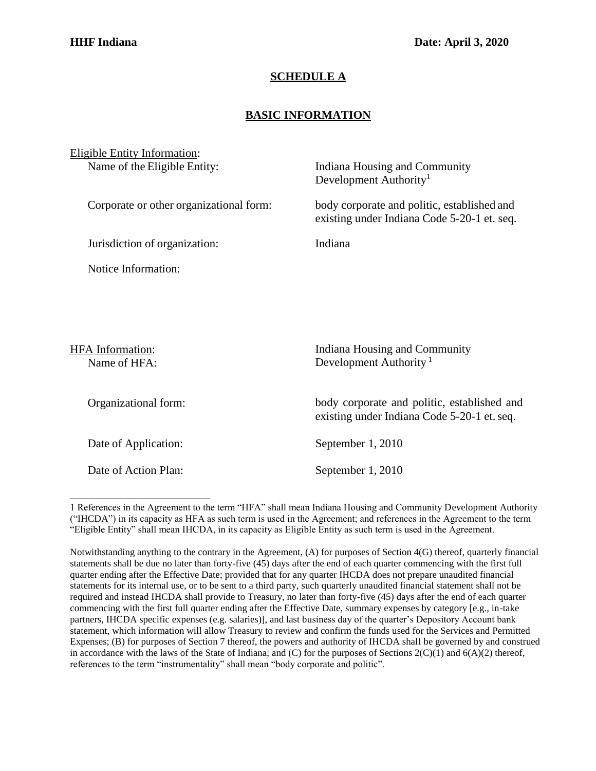**HHF Indiana** **Date: April 3, 2020**

## SCHEDULE A

## BASIC INFORMATION

Eligible Entity Information:

| | |
|---|---|
| Name of the Eligible Entity: | Indiana Housing and Community Development Authority[1] |
| Corporate or other organizational form: | body corporate and politic, established and existing under Indiana Code 5-20-1 et. seq. |
| Jurisdiction of organization: | Indiana |
| Notice Information: | |

HFA Information:

| | |
|---|---|
| Name of HFA: | Indiana Housing and Community Development Authority [1] |
| Organizational form: | body corporate and politic, established and existing under Indiana Code 5-20-1 et. seq. |
| Date of Application: | September 1, 2010 |
| Date of Action Plan: | September 1, 2010 |

---

1 References in the Agreement to the term "HFA" shall mean Indiana Housing and Community Development Authority ("IHCDA") in its capacity as HFA as such term is used in the Agreement; and references in the Agreement to the term "Eligible Entity" shall mean IHCDA, in its capacity as Eligible Entity as such term is used in the Agreement.

Notwithstanding anything to the contrary in the Agreement, (A) for purposes of Section 4(G) thereof, quarterly financial statements shall be due no later than forty-five (45) days after the end of each quarter commencing with the first full quarter ending after the Effective Date; provided that for any quarter IHCDA does not prepare unaudited financial statements for its internal use, or to be sent to a third party, such quarterly unaudited financial statement shall not be required and instead IHCDA shall provide to Treasury, no later than forty-five (45) days after the end of each quarter commencing with the first full quarter ending after the Effective Date, summary expenses by category [e.g., in-take partners, IHCDA specific expenses (e.g. salaries)], and last business day of the quarter's Depository Account bank statement, which information will allow Treasury to review and confirm the funds used for the Services and Permitted Expenses; (B) for purposes of Section 7 thereof, the powers and authority of IHCDA shall be governed by and construed in accordance with the laws of the State of Indiana; and (C) for the purposes of Sections 2(C)(1) and 6(A)(2) thereof, references to the term "instrumentality" shall mean "body corporate and politic".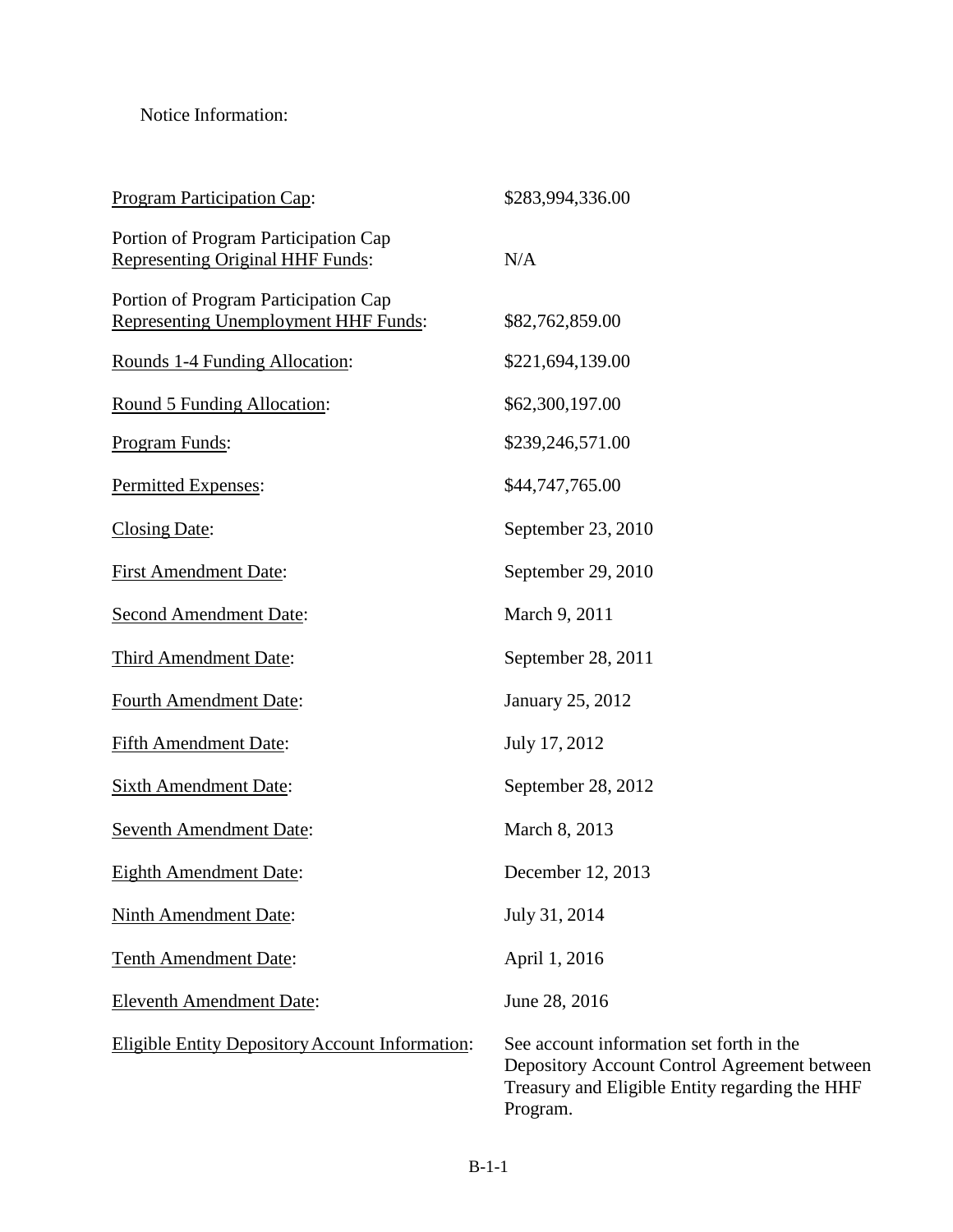Notice Information:

| | |
|---|---|
| Program Participation Cap: | \$283,994,336.00 |
| Portion of Program Participation Cap Representing Original HHF Funds: | N/A |
| Portion of Program Participation Cap Representing Unemployment HHF Funds: | \$82,762,859.00 |
| Rounds 1-4 Funding Allocation: | \$221,694,139.00 |
| Round 5 Funding Allocation: | \$62,300,197.00 |
| Program Funds: | \$239,246,571.00 |
| Permitted Expenses: | \$44,747,765.00 |
| Closing Date: | September 23, 2010 |
| First Amendment Date: | September 29, 2010 |
| Second Amendment Date: | March 9, 2011 |
| Third Amendment Date: | September 28, 2011 |
| Fourth Amendment Date: | January 25, 2012 |
| Fifth Amendment Date: | July 17, 2012 |
| Sixth Amendment Date: | September 28, 2012 |
| Seventh Amendment Date: | March 8, 2013 |
| Eighth Amendment Date: | December 12, 2013 |
| Ninth Amendment Date: | July 31, 2014 |
| Tenth Amendment Date: | April 1, 2016 |
| Eleventh Amendment Date: | June 28, 2016 |
| Eligible Entity Depository Account Information: | See account information set forth in the Depository Account Control Agreement between Treasury and Eligible Entity regarding the HHF Program. |